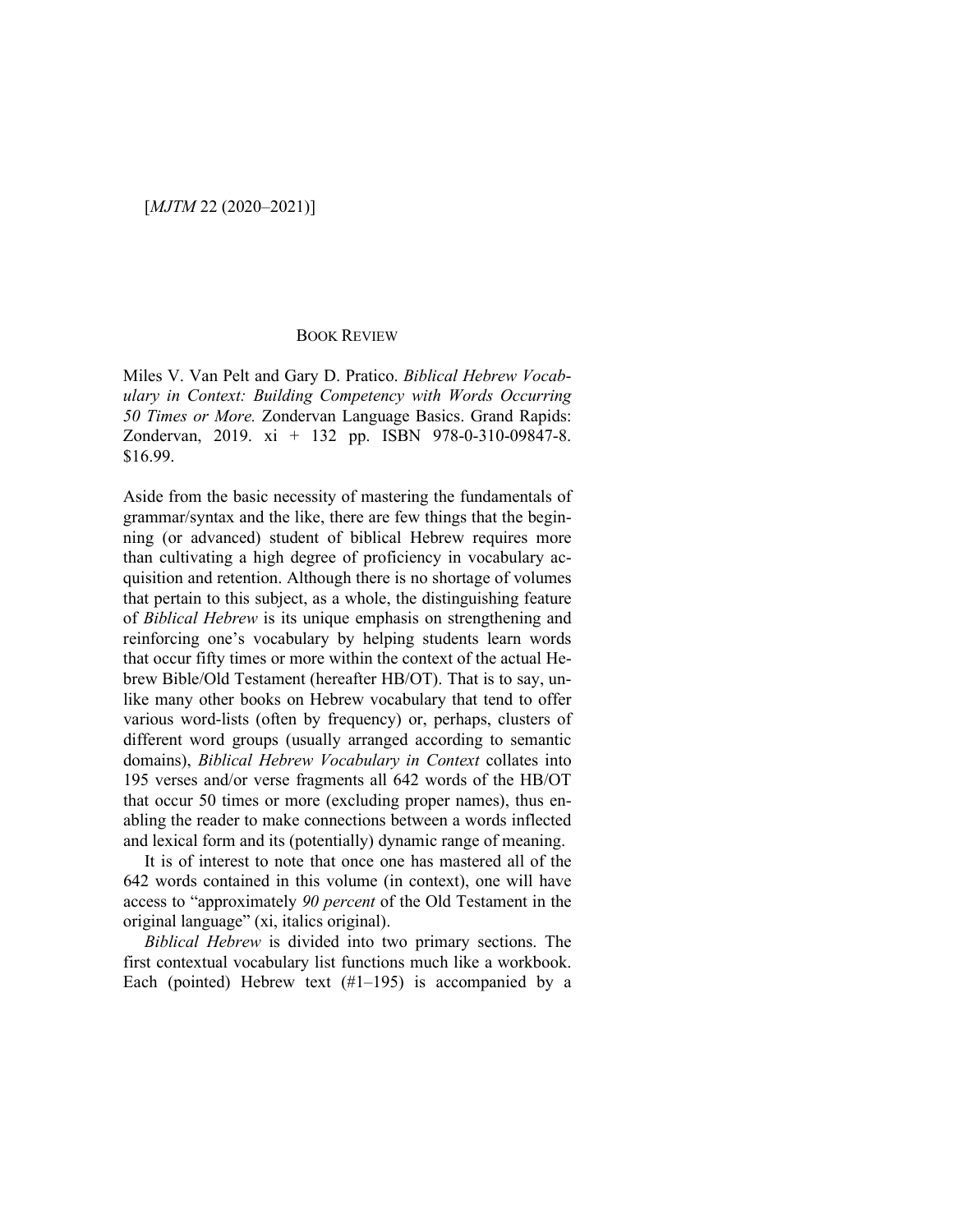[*MJTM* 22 (2020–2021)]

## BOOK REVIEW

Miles V. Van Pelt and Gary D. Pratico. *Biblical Hebrew Vocabulary in Context: Building Competency with Words Occurring 50 Times or More.* Zondervan Language Basics. Grand Rapids: Zondervan, 2019. xi + 132 pp. ISBN 978-0-310-09847-8. $16.99.

Aside from the basic necessity of mastering the fundamentals of grammar/syntax and the like, there are few things that the beginning (or advanced) student of biblical Hebrew requires more than cultivating a high degree of proficiency in vocabulary acquisition and retention. Although there is no shortage of volumes that pertain to this subject, as a whole, the distinguishing feature of *Biblical Hebrew* is its unique emphasis on strengthening and reinforcing one's vocabulary by helping students learn words that occur fifty times or more within the context of the actual Hebrew Bible/Old Testament (hereafter HB/OT). That is to say, unlike many other books on Hebrew vocabulary that tend to offer various word-lists (often by frequency) or, perhaps, clusters of different word groups (usually arranged according to semantic domains), *Biblical Hebrew Vocabulary in Context* collates into 195 verses and/or verse fragments all 642 words of the HB/OT that occur 50 times or more (excluding proper names), thus enabling the reader to make connections between a words inflected and lexical form and its (potentially) dynamic range of meaning.

It is of interest to note that once one has mastered all of the 642 words contained in this volume (in context), one will have access to "approximately *90 percent* of the Old Testament in the original language" (xi, italics original).

*Biblical Hebrew* is divided into two primary sections. The first contextual vocabulary list functions much like a workbook. Each (pointed) Hebrew text (#1–195) is accompanied by a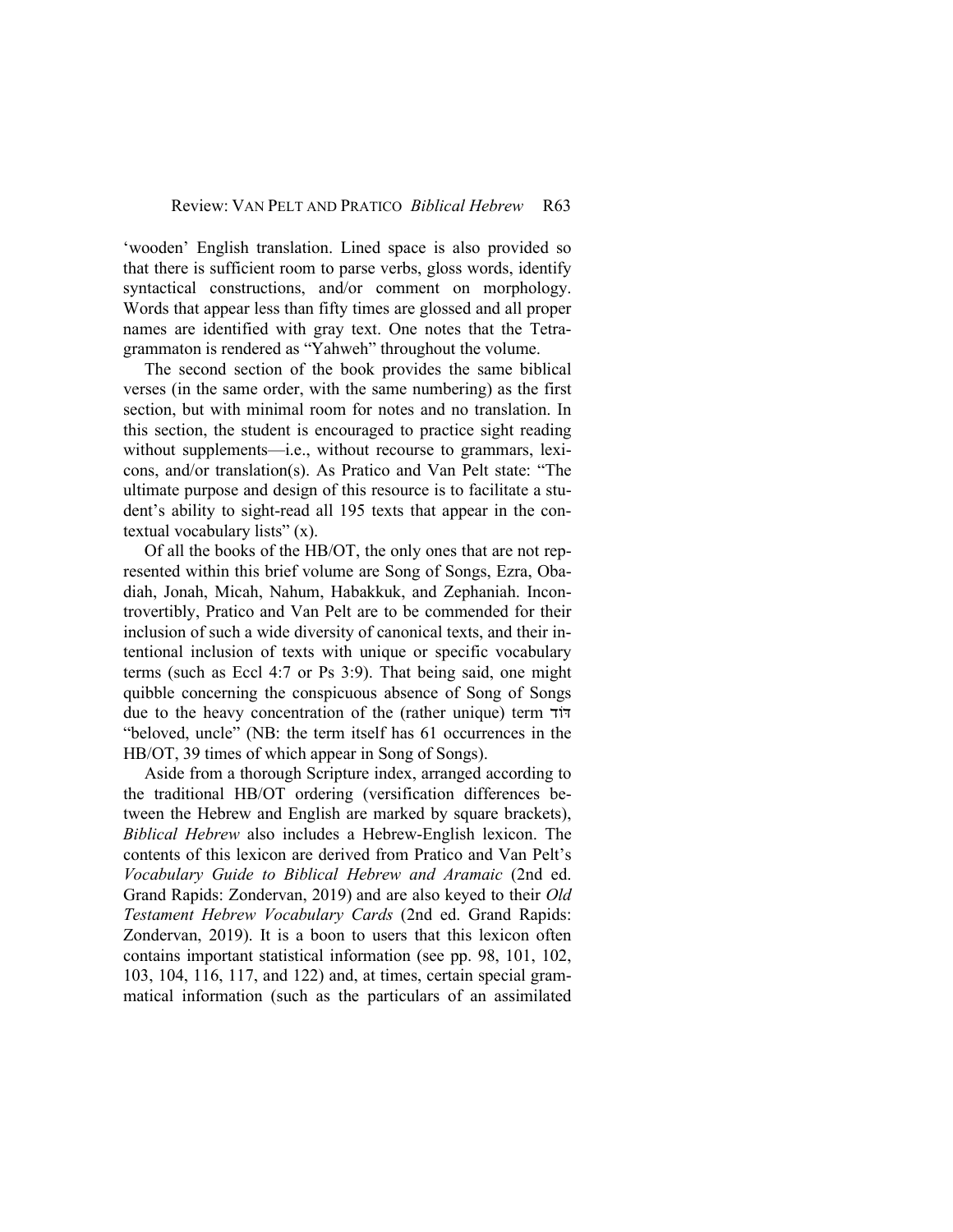'wooden' English translation. Lined space is also provided so that there is sufficient room to parse verbs, gloss words, identify syntactical constructions, and/or comment on morphology. Words that appear less than fifty times are glossed and all proper names are identified with gray text. One notes that the Tetragrammaton is rendered as "Yahweh" throughout the volume.

The second section of the book provides the same biblical verses (in the same order, with the same numbering) as the first section, but with minimal room for notes and no translation. In this section, the student is encouraged to practice sight reading without supplements—i.e., without recourse to grammars, lexicons, and/or translation(s). As Pratico and Van Pelt state: "The ultimate purpose and design of this resource is to facilitate a student's ability to sight-read all 195 texts that appear in the contextual vocabulary lists" (x).

Of all the books of the HB/OT, the only ones that are not represented within this brief volume are Song of Songs, Ezra, Obadiah, Jonah, Micah, Nahum, Habakkuk, and Zephaniah. Incontrovertibly, Pratico and Van Pelt are to be commended for their inclusion of such a wide diversity of canonical texts, and their intentional inclusion of texts with unique or specific vocabulary terms (such as Eccl 4:7 or Ps 3:9). That being said, one might quibble concerning the conspicuous absence of Song of Songs due to the heavy concentration of the (rather unique) term דּוֹד "beloved, uncle" (NB: the term itself has 61 occurrences in the HB/OT, 39 times of which appear in Song of Songs).

Aside from a thorough Scripture index, arranged according to the traditional HB/OT ordering (versification differences between the Hebrew and English are marked by square brackets), *Biblical Hebrew* also includes a Hebrew-English lexicon. The contents of this lexicon are derived from Pratico and Van Pelt's *Vocabulary Guide to Biblical Hebrew and Aramaic* (2nd ed. Grand Rapids: Zondervan, 2019) and are also keyed to their *Old Testament Hebrew Vocabulary Cards* (2nd ed. Grand Rapids: Zondervan, 2019). It is a boon to users that this lexicon often contains important statistical information (see pp. 98, 101, 102, 103, 104, 116, 117, and 122) and, at times, certain special grammatical information (such as the particulars of an assimilated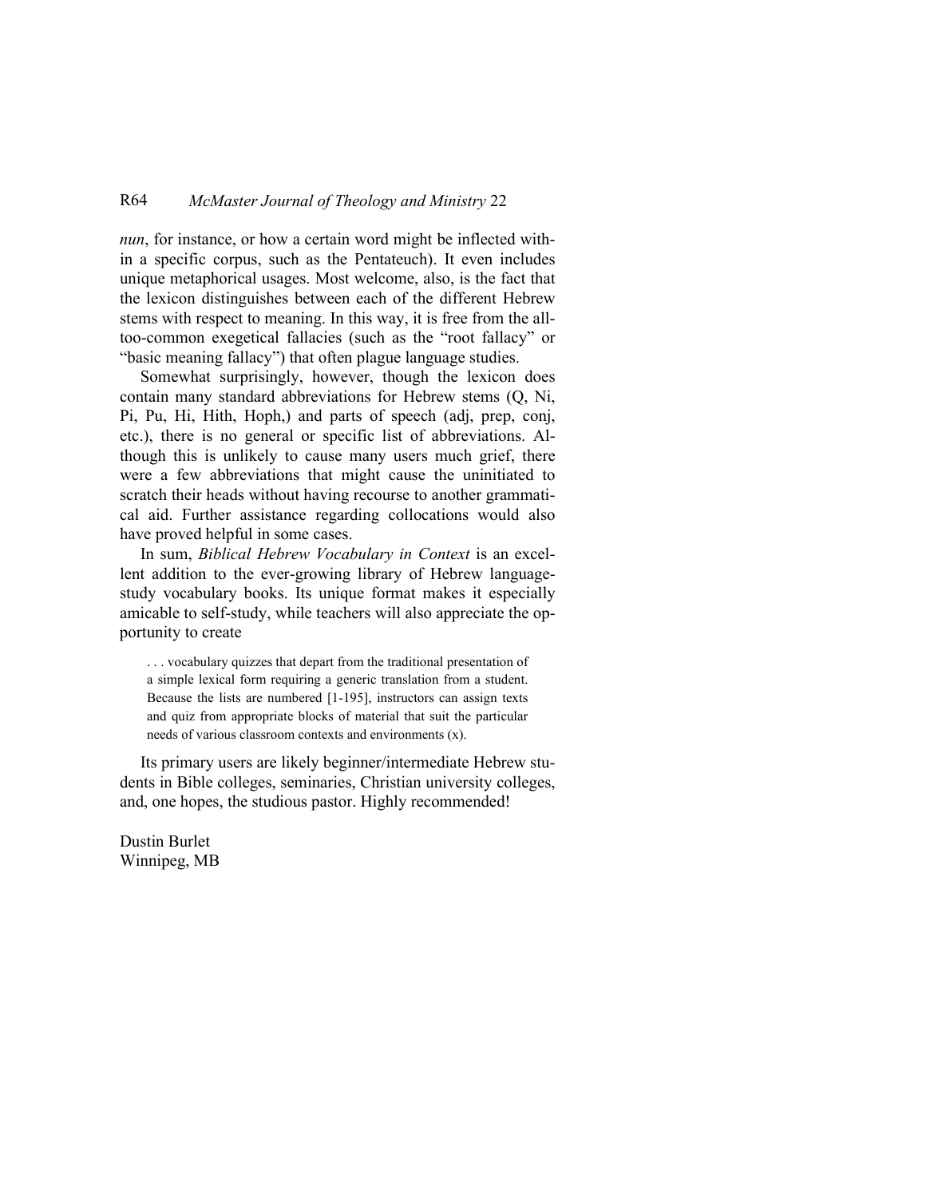*nun*, for instance, or how a certain word might be inflected within a specific corpus, such as the Pentateuch). It even includes unique metaphorical usages. Most welcome, also, is the fact that the lexicon distinguishes between each of the different Hebrew stems with respect to meaning. In this way, it is free from the all-too-common exegetical fallacies (such as the "root fallacy" or "basic meaning fallacy") that often plague language studies.

Somewhat surprisingly, however, though the lexicon does contain many standard abbreviations for Hebrew stems (Q, Ni, Pi, Pu, Hi, Hith, Hoph,) and parts of speech (adj, prep, conj, etc.), there is no general or specific list of abbreviations. Although this is unlikely to cause many users much grief, there were a few abbreviations that might cause the uninitiated to scratch their heads without having recourse to another grammatical aid. Further assistance regarding collocations would also have proved helpful in some cases.

In sum, *Biblical Hebrew Vocabulary in Context* is an excellent addition to the ever-growing library of Hebrew language-study vocabulary books. Its unique format makes it especially amicable to self-study, while teachers will also appreciate the opportunity to create

> . . . vocabulary quizzes that depart from the traditional presentation of a simple lexical form requiring a generic translation from a student. Because the lists are numbered [1-195], instructors can assign texts and quiz from appropriate blocks of material that suit the particular needs of various classroom contexts and environments (x).

Its primary users are likely beginner/intermediate Hebrew students in Bible colleges, seminaries, Christian university colleges, and, one hopes, the studious pastor. Highly recommended!

Dustin Burlet
Winnipeg, MB